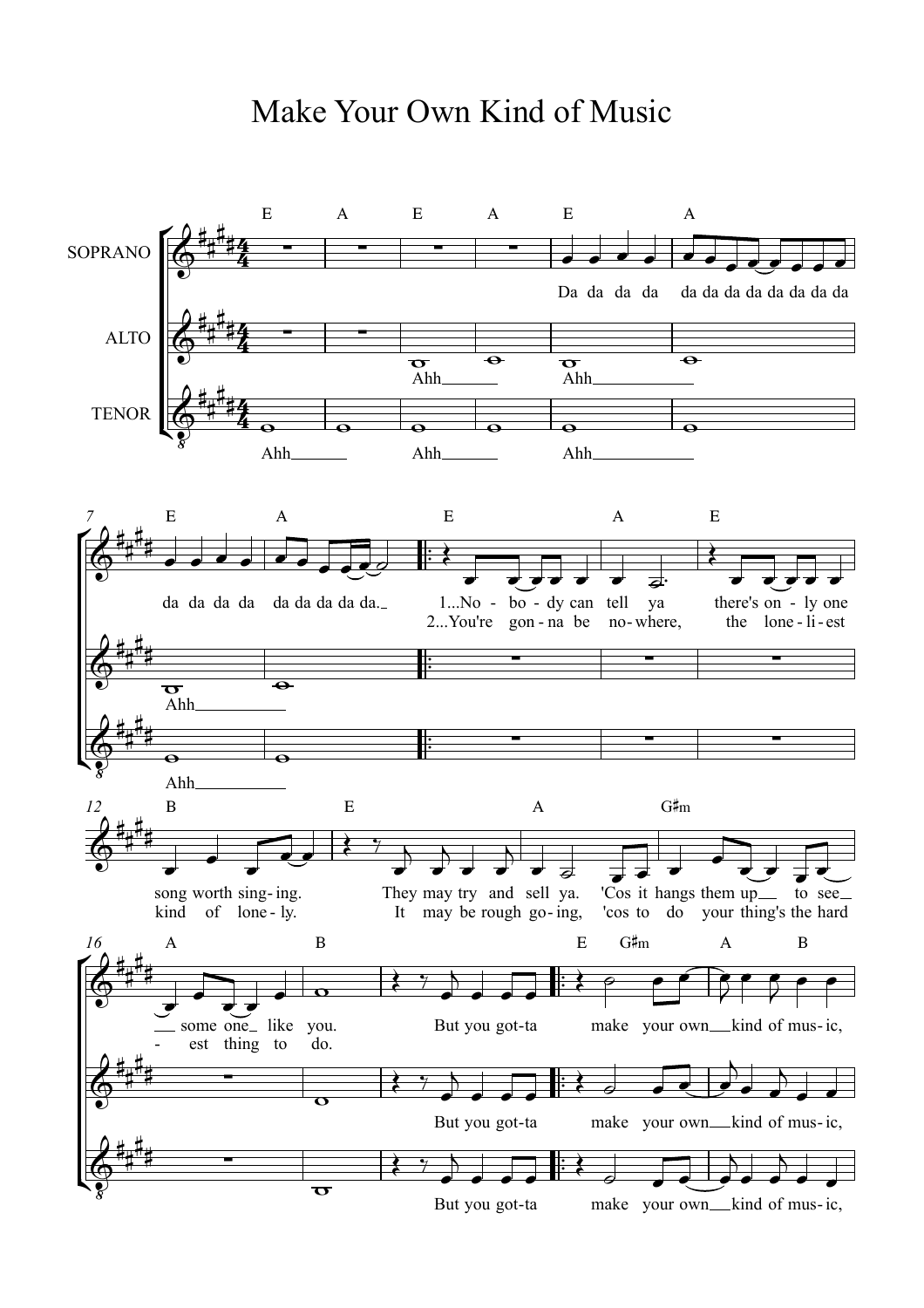# Make Your Own Kind of Music

SOPRANO

ALTO

TENOR

E A E A E A

Da da da da da da da da da da da da

Ahh Ahh

Ahh Ahh Ahh

7 E A E A E

da da da da da da da da da.

1...No - bo - dy can tell ya there's on - ly one

2...You're gon - na be no - where, the lone - li - est

Ahh

Ahh

12 B E A G♯m

song worth sing - ing. They may try and sell ya. 'Cos it hangs them up to see

kind of lone - ly. It may be rough go - ing, 'cos to do your thing's the hard

16 A B E G♯m A B

some one like you. But you got - ta make your own kind of mus - ic,

- est thing to do.

But you got - ta make your own kind of mus - ic,

But you got - ta make your own kind of mus - ic,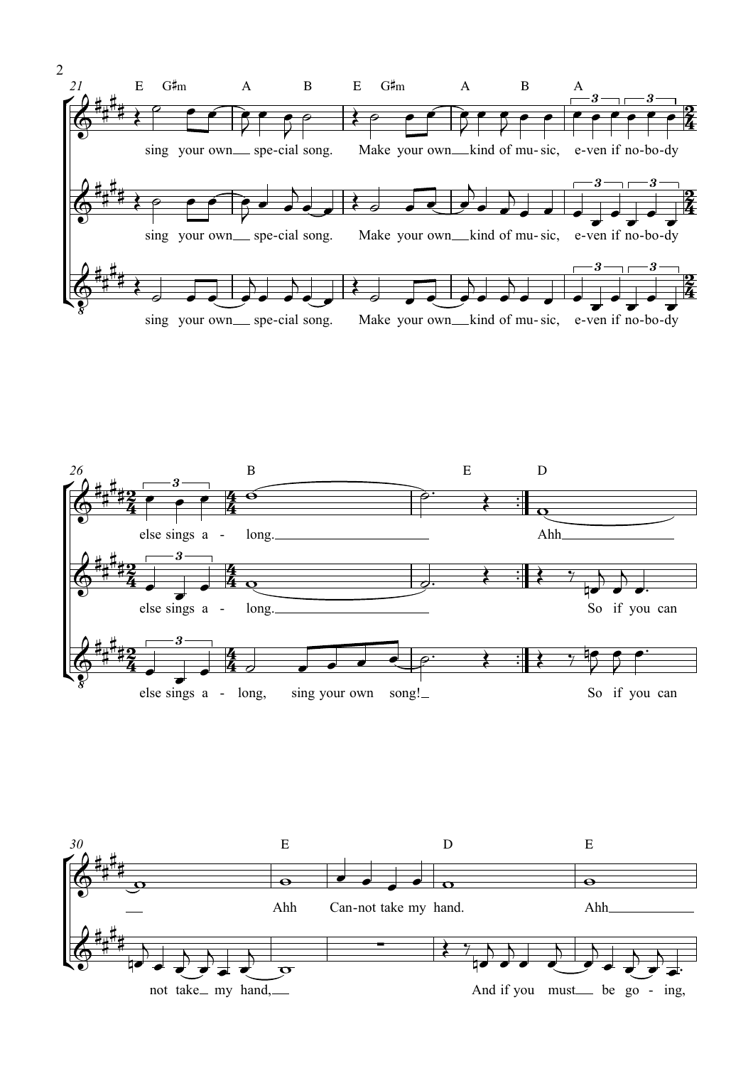21

E G♯m A B E G♯m A B A

sing your own special song. Make your own kind of mu-sic, e-ven if no-bo-dy

sing your own special song. Make your own kind of mu-sic, e-ven if no-bo-dy

sing your own special song. Make your own kind of mu-sic, e-ven if no-bo-dy

26

B E D

else sings a - long. Ahh

else sings a - long. So if you can

else sings a - long, sing your own song! So if you can

30

E D E

Ahh Can-not take my hand. Ahh

not take my hand, And if you must be go - ing,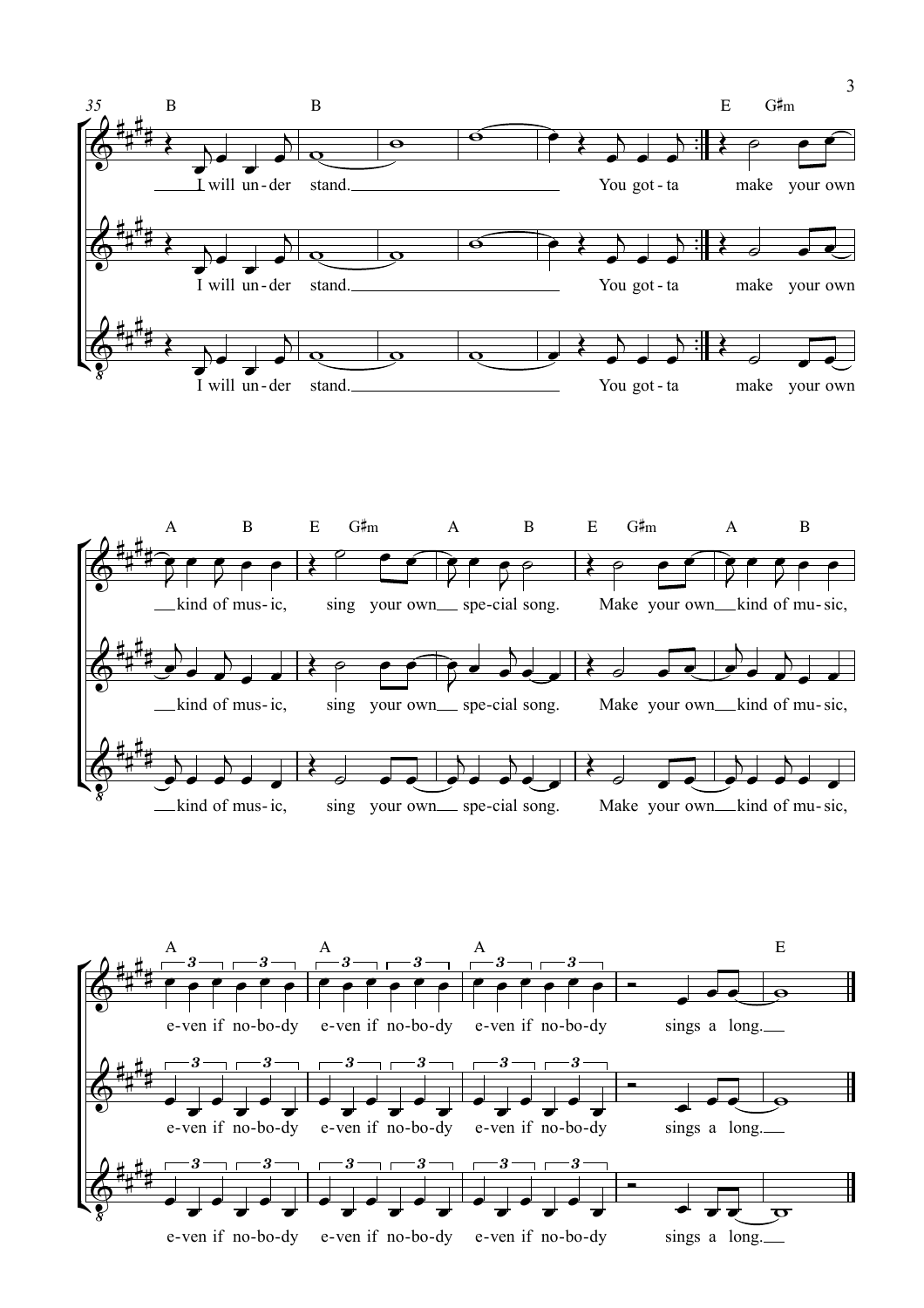I will un-der stand. You got-ta make your own kind of mus-ic, sing your own spe-cial song. Make your own kind of mu-sic, e-ven if no-bo-dy e-ven if no-bo-dy e-ven if no-bo-dy sings a long.